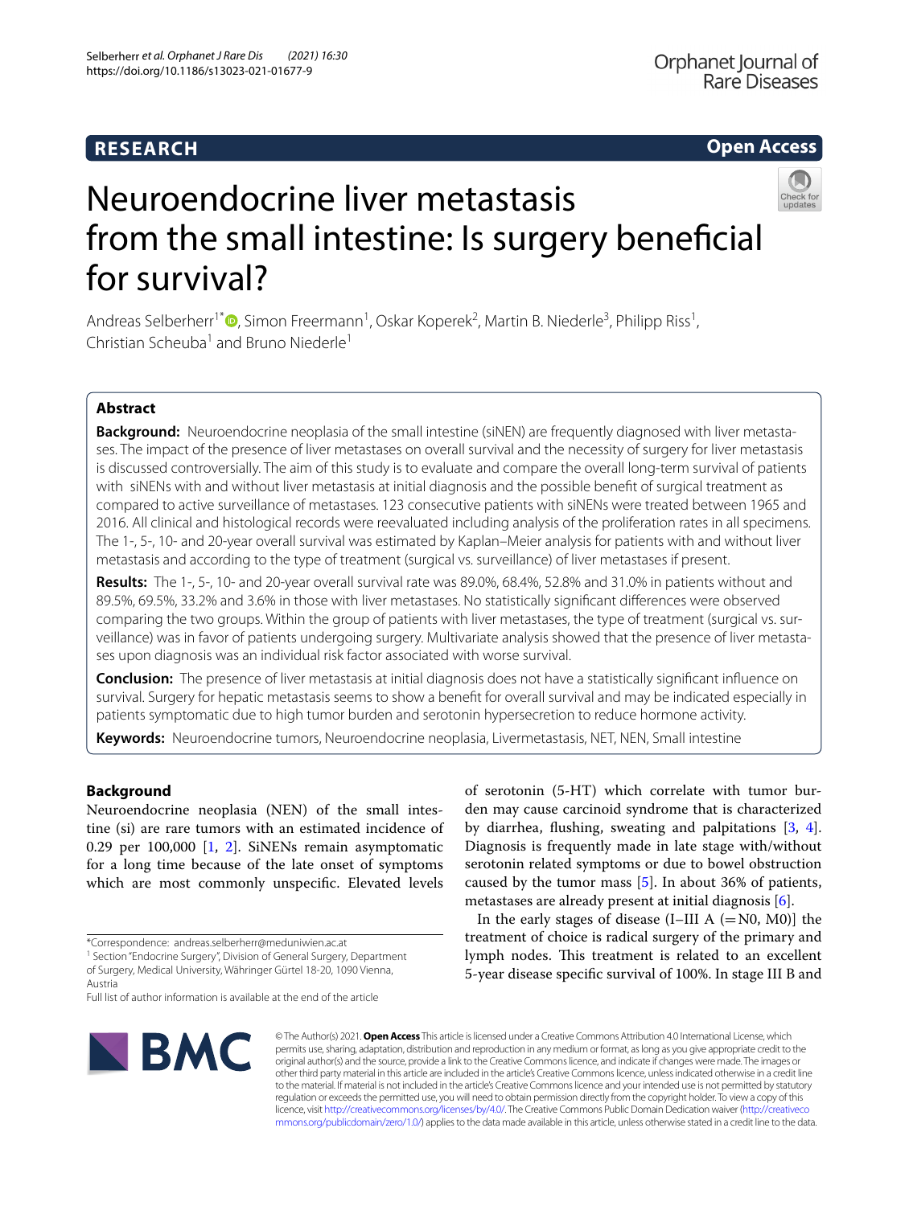RESEARCH

Open Access

# Neuroendocrine liver metastasis from the small intestine: Is surgery beneficial for survival?

Andreas Selberherr[1*], Simon Freermann[1], Oskar Koperek[2], Martin B. Niederle[3], Philipp Riss[1], Christian Scheuba[1] and Bruno Niederle[1]

## Abstract

**Background:** Neuroendocrine neoplasia of the small intestine (siNEN) are frequently diagnosed with liver metastases. The impact of the presence of liver metastases on overall survival and the necessity of surgery for liver metastasis is discussed controversially. The aim of this study is to evaluate and compare the overall long-term survival of patients with siNENs with and without liver metastasis at initial diagnosis and the possible benefit of surgical treatment as compared to active surveillance of metastases. 123 consecutive patients with siNENs were treated between 1965 and 2016. All clinical and histological records were reevaluated including analysis of the proliferation rates in all specimens. The 1-, 5-, 10- and 20-year overall survival was estimated by Kaplan–Meier analysis for patients with and without liver metastasis and according to the type of treatment (surgical vs. surveillance) of liver metastases if present.

**Results:** The 1-, 5-, 10- and 20-year overall survival rate was 89.0%, 68.4%, 52.8% and 31.0% in patients without and 89.5%, 69.5%, 33.2% and 3.6% in those with liver metastases. No statistically significant differences were observed comparing the two groups. Within the group of patients with liver metastases, the type of treatment (surgical vs. surveillance) was in favor of patients undergoing surgery. Multivariate analysis showed that the presence of liver metastases upon diagnosis was an individual risk factor associated with worse survival.

**Conclusion:** The presence of liver metastasis at initial diagnosis does not have a statistically significant influence on survival. Surgery for hepatic metastasis seems to show a benefit for overall survival and may be indicated especially in patients symptomatic due to high tumor burden and serotonin hypersecretion to reduce hormone activity.

**Keywords:** Neuroendocrine tumors, Neuroendocrine neoplasia, Livermetastasis, NET, NEN, Small intestine

## Background

Neuroendocrine neoplasia (NEN) of the small intestine (si) are rare tumors with an estimated incidence of 0.29 per 100,000 [1, 2]. SiNENs remain asymptomatic for a long time because of the late onset of symptoms which are most commonly unspecific. Elevated levels of serotonin (5-HT) which correlate with tumor burden may cause carcinoid syndrome that is characterized by diarrhea, flushing, sweating and palpitations [3, 4]. Diagnosis is frequently made in late stage with/without serotonin related symptoms or due to bowel obstruction caused by the tumor mass [5]. In about 36% of patients, metastases are already present at initial diagnosis [6].

In the early stages of disease (I–III A (=N0, M0)] the treatment of choice is radical surgery of the primary and lymph nodes. This treatment is related to an excellent 5-year disease specific survival of 100%. In stage III B and

*Correspondence: andreas.selberherr@meduniwien.ac.at
[1] Section "Endocrine Surgery", Division of General Surgery, Department of Surgery, Medical University, Währinger Gürtel 18-20, 1090 Vienna, Austria
Full list of author information is available at the end of the article

© The Author(s) 2021. **Open Access** This article is licensed under a Creative Commons Attribution 4.0 International License, which permits use, sharing, adaptation, distribution and reproduction in any medium or format, as long as you give appropriate credit to the original author(s) and the source, provide a link to the Creative Commons licence, and indicate if changes were made. The images or other third party material in this article are included in the article's Creative Commons licence, unless indicated otherwise in a credit line to the material. If material is not included in the article's Creative Commons licence and your intended use is not permitted by statutory regulation or exceeds the permitted use, you will need to obtain permission directly from the copyright holder. To view a copy of this licence, visit http://creativecommons.org/licenses/by/4.0/. The Creative Commons Public Domain Dedication waiver (http://creativecommons.org/publicdomain/zero/1.0/) applies to the data made available in this article, unless otherwise stated in a credit line to the data.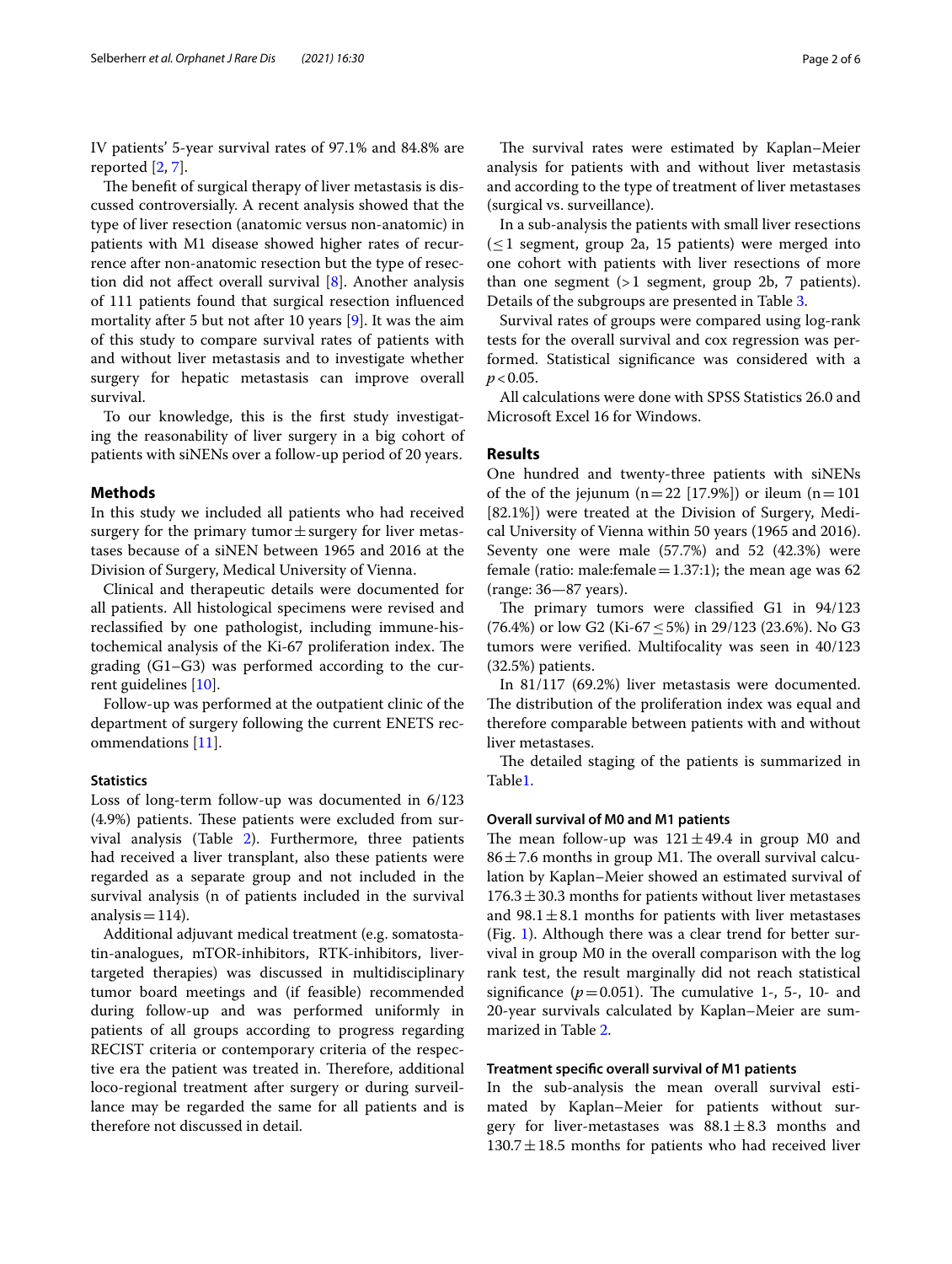IV patients' 5-year survival rates of 97.1% and 84.8% are reported [2, 7].

The benefit of surgical therapy of liver metastasis is discussed controversially. A recent analysis showed that the type of liver resection (anatomic versus non-anatomic) in patients with M1 disease showed higher rates of recurrence after non-anatomic resection but the type of resection did not affect overall survival [8]. Another analysis of 111 patients found that surgical resection influenced mortality after 5 but not after 10 years [9]. It was the aim of this study to compare survival rates of patients with and without liver metastasis and to investigate whether surgery for hepatic metastasis can improve overall survival.

To our knowledge, this is the first study investigating the reasonability of liver surgery in a big cohort of patients with siNENs over a follow-up period of 20 years.

## Methods

In this study we included all patients who had received surgery for the primary tumor ± surgery for liver metastases because of a siNEN between 1965 and 2016 at the Division of Surgery, Medical University of Vienna.

Clinical and therapeutic details were documented for all patients. All histological specimens were revised and reclassified by one pathologist, including immune-histochemical analysis of the Ki-67 proliferation index. The grading (G1–G3) was performed according to the current guidelines [10].

Follow-up was performed at the outpatient clinic of the department of surgery following the current ENETS recommendations [11].

### Statistics

Loss of long-term follow-up was documented in 6/123 (4.9%) patients. These patients were excluded from survival analysis (Table 2). Furthermore, three patients had received a liver transplant, also these patients were regarded as a separate group and not included in the survival analysis (n of patients included in the survival analysis = 114).

Additional adjuvant medical treatment (e.g. somatostatin-analogues, mTOR-inhibitors, RTK-inhibitors, liver-targeted therapies) was discussed in multidisciplinary tumor board meetings and (if feasible) recommended during follow-up and was performed uniformly in patients of all groups according to progress regarding RECIST criteria or contemporary criteria of the respective era the patient was treated in. Therefore, additional loco-regional treatment after surgery or during surveillance may be regarded the same for all patients and is therefore not discussed in detail.

The survival rates were estimated by Kaplan–Meier analysis for patients with and without liver metastasis and according to the type of treatment of liver metastases (surgical vs. surveillance).

In a sub-analysis the patients with small liver resections (≤ 1 segment, group 2a, 15 patients) were merged into one cohort with patients with liver resections of more than one segment (> 1 segment, group 2b, 7 patients). Details of the subgroups are presented in Table 3.

Survival rates of groups were compared using log-rank tests for the overall survival and cox regression was performed. Statistical significance was considered with a $p < 0.05$.

All calculations were done with SPSS Statistics 26.0 and Microsoft Excel 16 for Windows.

## Results

One hundred and twenty-three patients with siNENs of the of the jejunum (n = 22 [17.9%]) or ileum (n = 101 [82.1%]) were treated at the Division of Surgery, Medical University of Vienna within 50 years (1965 and 2016). Seventy one were male (57.7%) and 52 (42.3%) were female (ratio: male:female = 1.37:1); the mean age was 62 (range: 36—87 years).

The primary tumors were classified G1 in 94/123 (76.4%) or low G2 (Ki-67 ≤ 5%) in 29/123 (23.6%). No G3 tumors were verified. Multifocality was seen in 40/123 (32.5%) patients.

In 81/117 (69.2%) liver metastasis were documented. The distribution of the proliferation index was equal and therefore comparable between patients with and without liver metastases.

The detailed staging of the patients is summarized in Table1.

### Overall survival of M0 and M1 patients

The mean follow-up was 121 ± 49.4 in group M0 and 86 ± 7.6 months in group M1. The overall survival calculation by Kaplan–Meier showed an estimated survival of 176.3 ± 30.3 months for patients without liver metastases and 98.1 ± 8.1 months for patients with liver metastases (Fig. 1). Although there was a clear trend for better survival in group M0 in the overall comparison with the log rank test, the result marginally did not reach statistical significance ($p = 0.051$). The cumulative 1-, 5-, 10- and 20-year survivals calculated by Kaplan–Meier are summarized in Table 2.

### Treatment specific overall survival of M1 patients

In the sub-analysis the mean overall survival estimated by Kaplan–Meier for patients without surgery for liver-metastases was 88.1 ± 8.3 months and 130.7 ± 18.5 months for patients who had received liver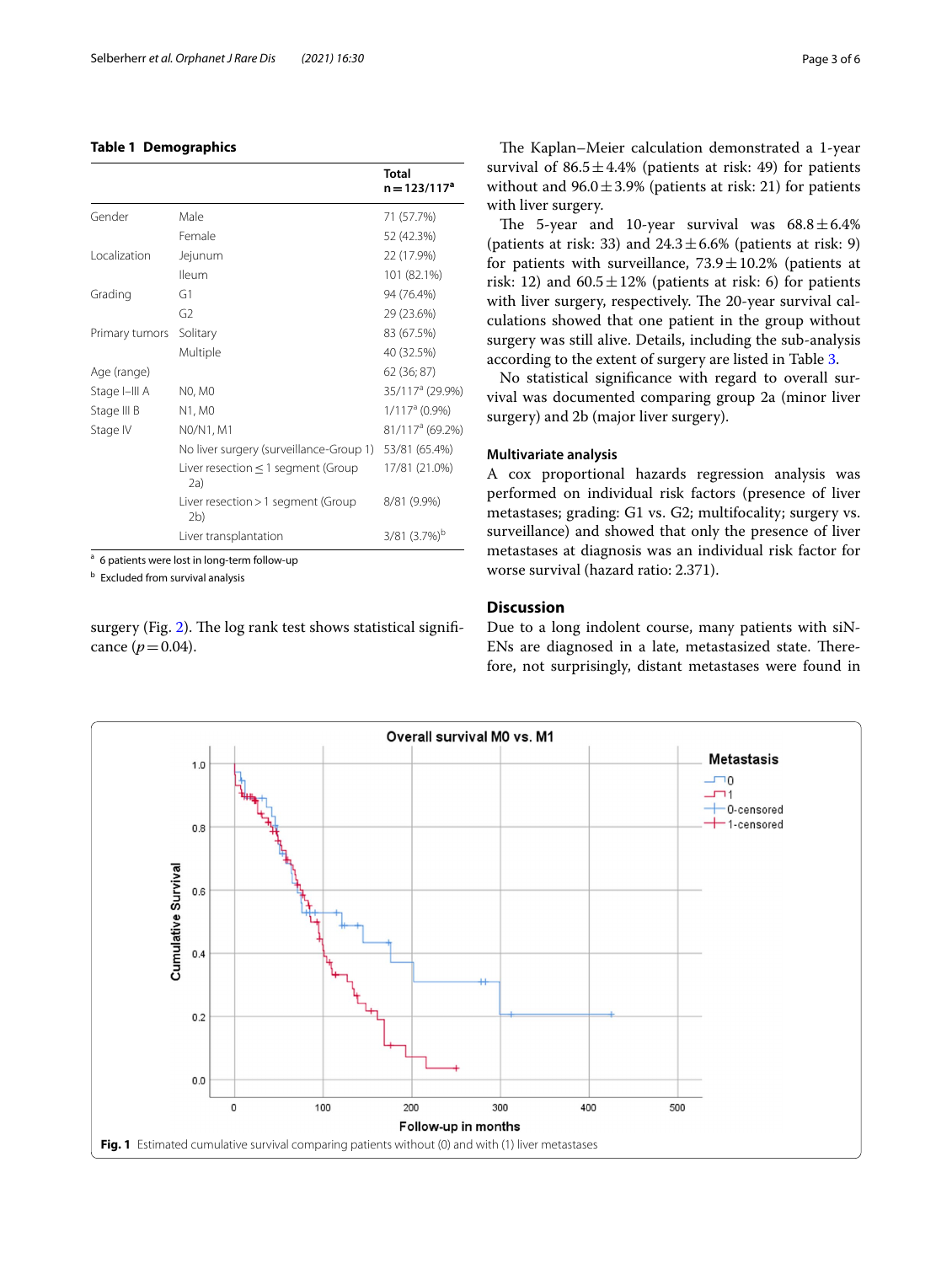**Table 1 Demographics**

| | | Total n = 123/117[a] |
|---|---|---|
| Gender | Male | 71 (57.7%) |
| | Female | 52 (42.3%) |
| Localization | Jejunum | 22 (17.9%) |
| | Ileum | 101 (82.1%) |
| Grading | G1 | 94 (76.4%) |
| | G2 | 29 (23.6%) |
| Primary tumors | Solitary | 83 (67.5%) |
| | Multiple | 40 (32.5%) |
| Age (range) | | 62 (36; 87) |
| Stage I–III A | N0, M0 | 35/117[a] (29.9%) |
| Stage III B | N1, M0 | 1/117[a] (0.9%) |
| Stage IV | N0/N1, M1 | 81/117[a] (69.2%) |
| | No liver surgery (surveillance-Group 1) | 53/81 (65.4%) |
| | Liver resection ≤ 1 segment (Group 2a) | 17/81 (21.0%) |
| | Liver resection > 1 segment (Group 2b) | 8/81 (9.9%) |
| | Liver transplantation | 3/81 (3.7%)[b] |

[a] 6 patients were lost in long-term follow-up

[b] Excluded from survival analysis

surgery (Fig. 2). The log rank test shows statistical significance ($p = 0.04$).

The Kaplan–Meier calculation demonstrated a 1-year survival of 86.5 ± 4.4% (patients at risk: 49) for patients without and 96.0 ± 3.9% (patients at risk: 21) for patients with liver surgery.

The 5-year and 10-year survival was 68.8 ± 6.4% (patients at risk: 33) and 24.3 ± 6.6% (patients at risk: 9) for patients with surveillance, 73.9 ± 10.2% (patients at risk: 12) and 60.5 ± 12% (patients at risk: 6) for patients with liver surgery, respectively. The 20-year survival calculations showed that one patient in the group without surgery was still alive. Details, including the sub-analysis according to the extent of surgery are listed in Table 3.

No statistical significance with regard to overall survival was documented comparing group 2a (minor liver surgery) and 2b (major liver surgery).

### Multivariate analysis

A cox proportional hazards regression analysis was performed on individual risk factors (presence of liver metastases; grading: G1 vs. G2; multifocality; surgery vs. surveillance) and showed that only the presence of liver metastases at diagnosis was an individual risk factor for worse survival (hazard ratio: 2.371).

## Discussion

Due to a long indolent course, many patients with siNENs are diagnosed in a late, metastasized state. Therefore, not surprisingly, distant metastases were found in

**Fig. 1** Estimated cumulative survival comparing patients without (0) and with (1) liver metastases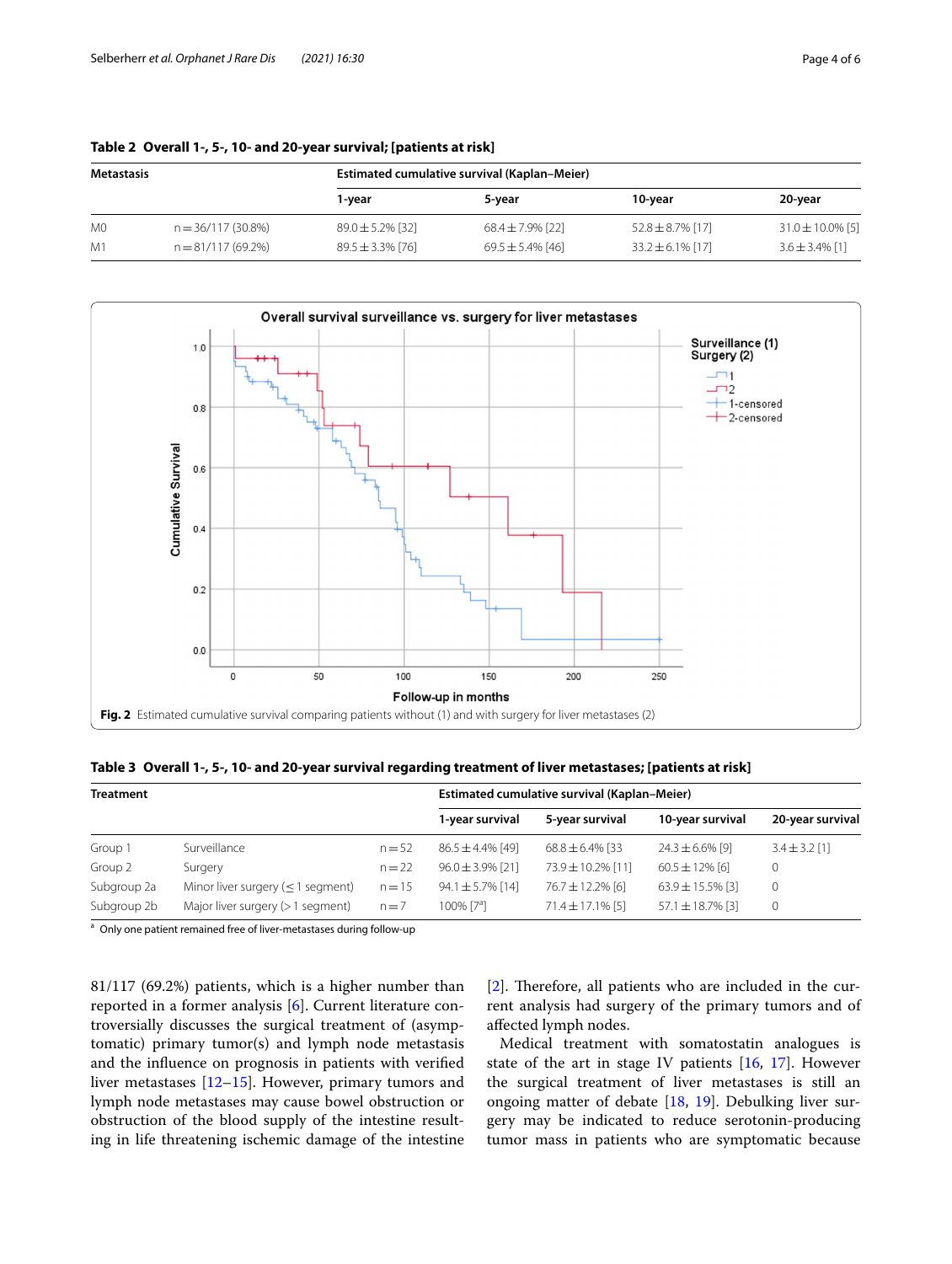**Table 2 Overall 1-, 5-, 10- and 20-year survival; [patients at risk]**

| Metastasis | | Estimated cumulative survival (Kaplan–Meier) | | | |
|---|---|---|---|---|---|
| | | 1-year | 5-year | 10-year | 20-year |
| M0 | n = 36/117 (30.8%) | 89.0 ± 5.2% [32] | 68.4 ± 7.9% [22] | 52.8 ± 8.7% [17] | 31.0 ± 10.0% [5] |
| M1 | n = 81/117 (69.2%) | 89.5 ± 3.3% [76] | 69.5 ± 5.4% [46] | 33.2 ± 6.1% [17] | 3.6 ± 3.4% [1] |

**Fig. 2** Estimated cumulative survival comparing patients without (1) and with surgery for liver metastases (2)

**Table 3 Overall 1-, 5-, 10- and 20-year survival regarding treatment of liver metastases; [patients at risk]**

| Treatment | | | Estimated cumulative survival (Kaplan–Meier) | | | |
|---|---|---|---|---|---|---|
| | | | 1-year survival | 5-year survival | 10-year survival | 20-year survival |
| Group 1 | Surveillance | n = 52 | 86.5 ± 4.4% [49] | 68.8 ± 6.4% [33 | 24.3 ± 6.6% [9] | 3.4 ± 3.2 [1] |
| Group 2 | Surgery | n = 22 | 96.0 ± 3.9% [21] | 73.9 ± 10.2% [11] | 60.5 ± 12% [6] | 0 |
| Subgroup 2a | Minor liver surgery (≤ 1 segment) | n = 15 | 94.1 ± 5.7% [14] | 76.7 ± 12.2% [6] | 63.9 ± 15.5% [3] | 0 |
| Subgroup 2b | Major liver surgery (> 1 segment) | n = 7 | 100% [7[a]] | 71.4 ± 17.1% [5] | 57.1 ± 18.7% [3] | 0 |

[a] Only one patient remained free of liver-metastases during follow-up

81/117 (69.2%) patients, which is a higher number than reported in a former analysis [6]. Current literature controversially discusses the surgical treatment of (asymptomatic) primary tumor(s) and lymph node metastasis and the influence on prognosis in patients with verified liver metastases [12–15]. However, primary tumors and lymph node metastases may cause bowel obstruction or obstruction of the blood supply of the intestine resulting in life threatening ischemic damage of the intestine [2]. Therefore, all patients who are included in the current analysis had surgery of the primary tumors and of affected lymph nodes.

Medical treatment with somatostatin analogues is state of the art in stage IV patients [16, 17]. However the surgical treatment of liver metastases is still an ongoing matter of debate [18, 19]. Debulking liver surgery may be indicated to reduce serotonin-producing tumor mass in patients who are symptomatic because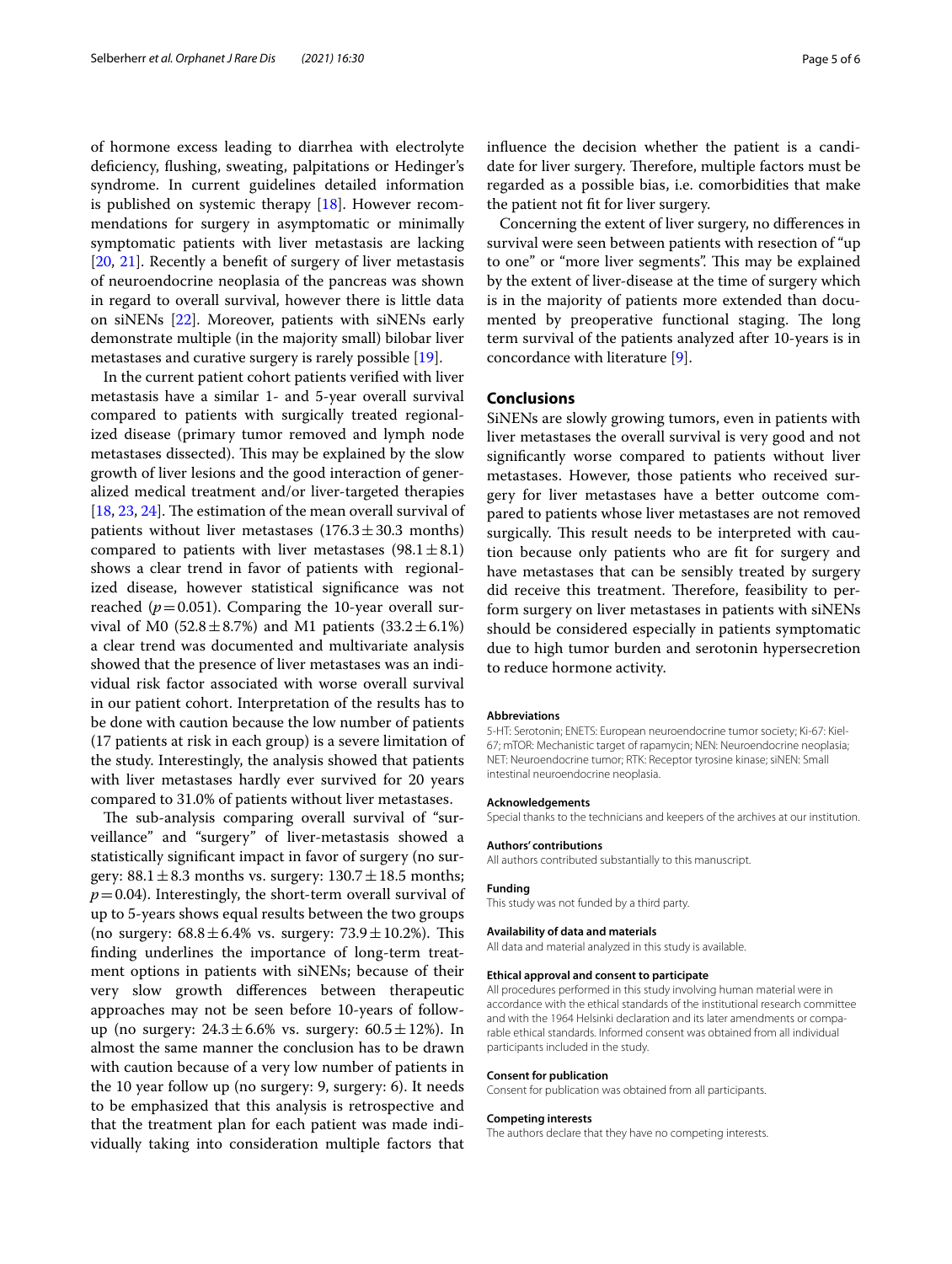of hormone excess leading to diarrhea with electrolyte deficiency, flushing, sweating, palpitations or Hedinger's syndrome. In current guidelines detailed information is published on systemic therapy [18]. However recommendations for surgery in asymptomatic or minimally symptomatic patients with liver metastasis are lacking [20, 21]. Recently a benefit of surgery of liver metastasis of neuroendocrine neoplasia of the pancreas was shown in regard to overall survival, however there is little data on siNENs [22]. Moreover, patients with siNENs early demonstrate multiple (in the majority small) bilobar liver metastases and curative surgery is rarely possible [19].

In the current patient cohort patients verified with liver metastasis have a similar 1- and 5-year overall survival compared to patients with surgically treated regionalized disease (primary tumor removed and lymph node metastases dissected). This may be explained by the slow growth of liver lesions and the good interaction of generalized medical treatment and/or liver-targeted therapies [18, 23, 24]. The estimation of the mean overall survival of patients without liver metastases ($176.3 \pm 30.3$ months) compared to patients with liver metastases ($98.1 \pm 8.1$) shows a clear trend in favor of patients with regionalized disease, however statistical significance was not reached ($p = 0.051$). Comparing the 10-year overall survival of M0 ($52.8 \pm 8.7\%$) and M1 patients ($33.2 \pm 6.1\%$) a clear trend was documented and multivariate analysis showed that the presence of liver metastases was an individual risk factor associated with worse overall survival in our patient cohort. Interpretation of the results has to be done with caution because the low number of patients (17 patients at risk in each group) is a severe limitation of the study. Interestingly, the analysis showed that patients with liver metastases hardly ever survived for 20 years compared to 31.0% of patients without liver metastases.

The sub-analysis comparing overall survival of "surveillance" and "surgery" of liver-metastasis showed a statistically significant impact in favor of surgery (no surgery: $88.1 \pm 8.3$ months vs. surgery: $130.7 \pm 18.5$ months; $p = 0.04$). Interestingly, the short-term overall survival of up to 5-years shows equal results between the two groups (no surgery: $68.8 \pm 6.4\%$ vs. surgery: $73.9 \pm 10.2\%$). This finding underlines the importance of long-term treatment options in patients with siNENs; because of their very slow growth differences between therapeutic approaches may not be seen before 10-years of follow-up (no surgery: $24.3 \pm 6.6\%$ vs. surgery: $60.5 \pm 12\%$). In almost the same manner the conclusion has to be drawn with caution because of a very low number of patients in the 10 year follow up (no surgery: 9, surgery: 6). It needs to be emphasized that this analysis is retrospective and that the treatment plan for each patient was made individually taking into consideration multiple factors that influence the decision whether the patient is a candidate for liver surgery. Therefore, multiple factors must be regarded as a possible bias, i.e. comorbidities that make the patient not fit for liver surgery.

Concerning the extent of liver surgery, no differences in survival were seen between patients with resection of "up to one" or "more liver segments". This may be explained by the extent of liver-disease at the time of surgery which is in the majority of patients more extended than documented by preoperative functional staging. The long term survival of the patients analyzed after 10-years is in concordance with literature [9].

## Conclusions

SiNENs are slowly growing tumors, even in patients with liver metastases the overall survival is very good and not significantly worse compared to patients without liver metastases. However, those patients who received surgery for liver metastases have a better outcome compared to patients whose liver metastases are not removed surgically. This result needs to be interpreted with caution because only patients who are fit for surgery and have metastases that can be sensibly treated by surgery did receive this treatment. Therefore, feasibility to perform surgery on liver metastases in patients with siNENs should be considered especially in patients symptomatic due to high tumor burden and serotonin hypersecretion to reduce hormone activity.

#### Abbreviations

5-HT: Serotonin; ENETS: European neuroendocrine tumor society; Ki-67: Kiel-67; mTOR: Mechanistic target of rapamycin; NEN: Neuroendocrine neoplasia; NET: Neuroendocrine tumor; RTK: Receptor tyrosine kinase; siNEN: Small intestinal neuroendocrine neoplasia.

#### Acknowledgements

Special thanks to the technicians and keepers of the archives at our institution.

#### Authors' contributions

All authors contributed substantially to this manuscript.

#### Funding

This study was not funded by a third party.

#### Availability of data and materials

All data and material analyzed in this study is available.

#### Ethical approval and consent to participate

All procedures performed in this study involving human material were in accordance with the ethical standards of the institutional research committee and with the 1964 Helsinki declaration and its later amendments or comparable ethical standards. Informed consent was obtained from all individual participants included in the study.

#### Consent for publication

Consent for publication was obtained from all participants.

#### Competing interests

The authors declare that they have no competing interests.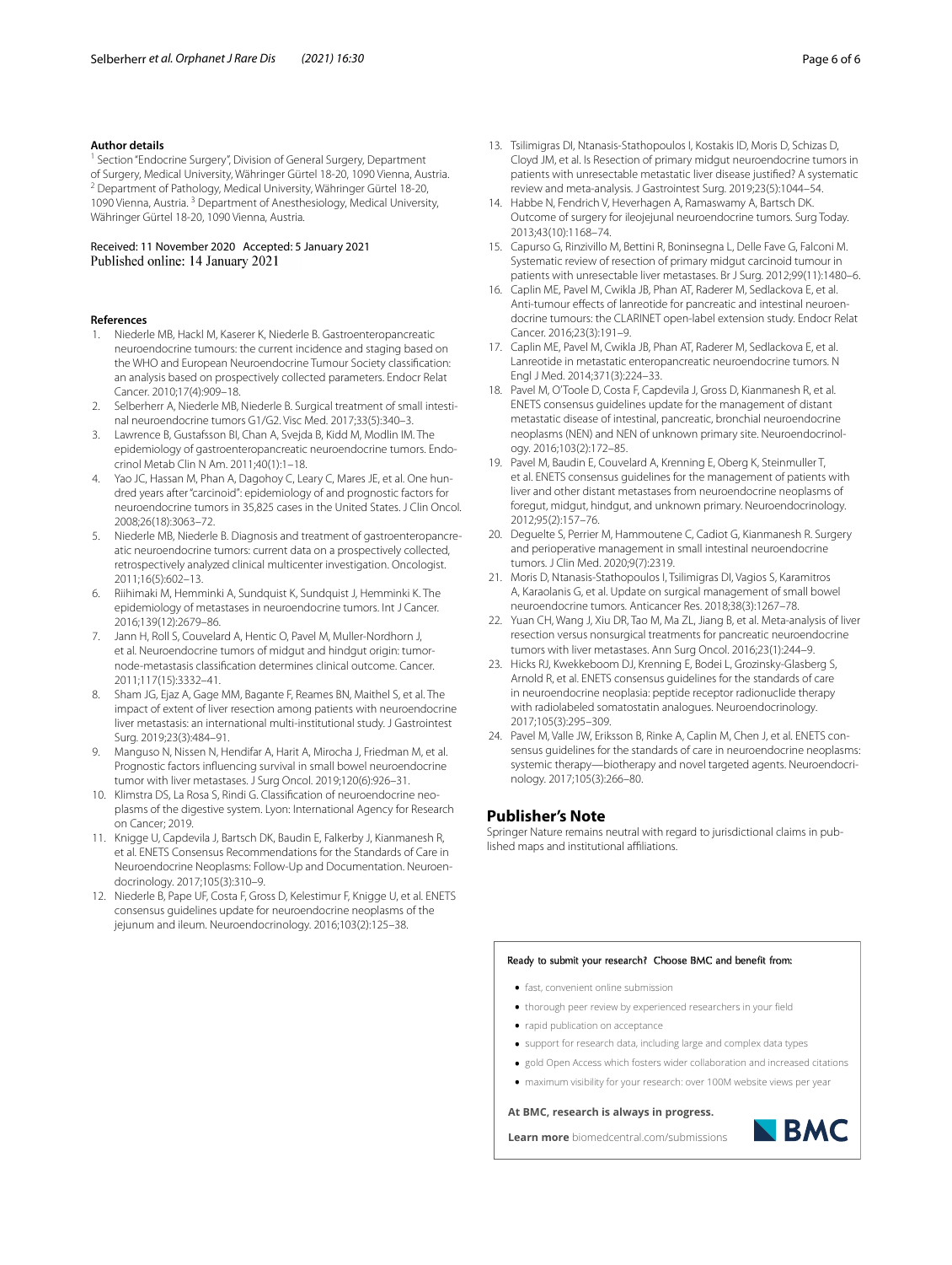**Author details**

[1] Section "Endocrine Surgery", Division of General Surgery, Department of Surgery, Medical University, Währinger Gürtel 18-20, 1090 Vienna, Austria. [2] Department of Pathology, Medical University, Währinger Gürtel 18-20, 1090 Vienna, Austria. [3] Department of Anesthesiology, Medical University, Währinger Gürtel 18-20, 1090 Vienna, Austria.

Received: 11 November 2020 Accepted: 5 January 2021
Published online: 14 January 2021

**References**

1. Niederle MB, Hackl M, Kaserer K, Niederle B. Gastroenteropancreatic neuroendocrine tumours: the current incidence and staging based on the WHO and European Neuroendocrine Tumour Society classification: an analysis based on prospectively collected parameters. Endocr Relat Cancer. 2010;17(4):909–18.
2. Selberherr A, Niederle MB, Niederle B. Surgical treatment of small intestinal neuroendocrine tumors G1/G2. Visc Med. 2017;33(5):340–3.
3. Lawrence B, Gustafsson BI, Chan A, Svejda B, Kidd M, Modlin IM. The epidemiology of gastroenteropancreatic neuroendocrine tumors. Endocrinol Metab Clin N Am. 2011;40(1):1–18.
4. Yao JC, Hassan M, Phan A, Dagohoy C, Leary C, Mares JE, et al. One hundred years after "carcinoid": epidemiology of and prognostic factors for neuroendocrine tumors in 35,825 cases in the United States. J Clin Oncol. 2008;26(18):3063–72.
5. Niederle MB, Niederle B. Diagnosis and treatment of gastroenteropancreatic neuroendocrine tumors: current data on a prospectively collected, retrospectively analyzed clinical multicenter investigation. Oncologist. 2011;16(5):602–13.
6. Riihimaki M, Hemminki A, Sundquist K, Sundquist J, Hemminki K. The epidemiology of metastases in neuroendocrine tumors. Int J Cancer. 2016;139(12):2679–86.
7. Jann H, Roll S, Couvelard A, Hentic O, Pavel M, Muller-Nordhorn J, et al. Neuroendocrine tumors of midgut and hindgut origin: tumor-node-metastasis classification determines clinical outcome. Cancer. 2011;117(15):3332–41.
8. Sham JG, Ejaz A, Gage MM, Bagante F, Reames BN, Maithel S, et al. The impact of extent of liver resection among patients with neuroendocrine liver metastasis: an international multi-institutional study. J Gastrointest Surg. 2019;23(3):484–91.
9. Manguso N, Nissen N, Hendifar A, Harit A, Mirocha J, Friedman M, et al. Prognostic factors influencing survival in small bowel neuroendocrine tumor with liver metastases. J Surg Oncol. 2019;120(6):926–31.
10. Klimstra DS, La Rosa S, Rindi G. Classification of neuroendocrine neoplasms of the digestive system. Lyon: International Agency for Research on Cancer; 2019.
11. Knigge U, Capdevila J, Bartsch DK, Baudin E, Falkerby J, Kianmanesh R, et al. ENETS Consensus Recommendations for the Standards of Care in Neuroendocrine Neoplasms: Follow-Up and Documentation. Neuroendocrinology. 2017;105(3):310–9.
12. Niederle B, Pape UF, Costa F, Gross D, Kelestimur F, Knigge U, et al. ENETS consensus guidelines update for neuroendocrine neoplasms of the jejunum and ileum. Neuroendocrinology. 2016;103(2):125–38.
13. Tsilimigras DI, Ntanasis-Stathopoulos I, Kostakis ID, Moris D, Schizas D, Cloyd JM, et al. Is Resection of primary midgut neuroendocrine tumors in patients with unresectable metastatic liver disease justified? A systematic review and meta-analysis. J Gastrointest Surg. 2019;23(5):1044–54.
14. Habbe N, Fendrich V, Heverhagen A, Ramaswamy A, Bartsch DK. Outcome of surgery for ileojejunal neuroendocrine tumors. Surg Today. 2013;43(10):1168–74.
15. Capurso G, Rinzivillo M, Bettini R, Boninsegna L, Delle Fave G, Falconi M. Systematic review of resection of primary midgut carcinoid tumour in patients with unresectable liver metastases. Br J Surg. 2012;99(11):1480–6.
16. Caplin ME, Pavel M, Cwikla JB, Phan AT, Raderer M, Sedlackova E, et al. Anti-tumour effects of lanreotide for pancreatic and intestinal neuroendocrine tumours: the CLARINET open-label extension study. Endocr Relat Cancer. 2016;23(3):191–9.
17. Caplin ME, Pavel M, Cwikla JB, Phan AT, Raderer M, Sedlackova E, et al. Lanreotide in metastatic enteropancreatic neuroendocrine tumors. N Engl J Med. 2014;371(3):224–33.
18. Pavel M, O'Toole D, Costa F, Capdevila J, Gross D, Kianmanesh R, et al. ENETS consensus guidelines update for the management of distant metastatic disease of intestinal, pancreatic, bronchial neuroendocrine neoplasms (NEN) and NEN of unknown primary site. Neuroendocrinology. 2016;103(2):172–85.
19. Pavel M, Baudin E, Couvelard A, Krenning E, Oberg K, Steinmuller T, et al. ENETS consensus guidelines for the management of patients with liver and other distant metastases from neuroendocrine neoplasms of foregut, midgut, hindgut, and unknown primary. Neuroendocrinology. 2012;95(2):157–76.
20. Deguelte S, Perrier M, Hammoutene C, Cadiot G, Kianmanesh R. Surgery and perioperative management in small intestinal neuroendocrine tumors. J Clin Med. 2020;9(7):2319.
21. Moris D, Ntanasis-Stathopoulos I, Tsilimigras DI, Vagios S, Karamitros A, Karaolanis G, et al. Update on surgical management of small bowel neuroendocrine tumors. Anticancer Res. 2018;38(3):1267–78.
22. Yuan CH, Wang J, Xiu DR, Tao M, Ma ZL, Jiang B, et al. Meta-analysis of liver resection versus nonsurgical treatments for pancreatic neuroendocrine tumors with liver metastases. Ann Surg Oncol. 2016;23(1):244–9.
23. Hicks RJ, Kwekkeboom DJ, Krenning E, Bodei L, Grozinsky-Glasberg S, Arnold R, et al. ENETS consensus guidelines for the standards of care in neuroendocrine neoplasia: peptide receptor radionuclide therapy with radiolabeled somatostatin analogues. Neuroendocrinology. 2017;105(3):295–309.
24. Pavel M, Valle JW, Eriksson B, Rinke A, Caplin M, Chen J, et al. ENETS consensus guidelines for the standards of care in neuroendocrine neoplasms: systemic therapy—biotherapy and novel targeted agents. Neuroendocrinology. 2017;105(3):266–80.

## Publisher's Note

Springer Nature remains neutral with regard to jurisdictional claims in published maps and institutional affiliations.

Ready to submit your research? Choose BMC and benefit from:

- fast, convenient online submission
- thorough peer review by experienced researchers in your field
- rapid publication on acceptance
- support for research data, including large and complex data types
- gold Open Access which fosters wider collaboration and increased citations
- maximum visibility for your research: over 100M website views per year

**At BMC, research is always in progress.**

**Learn more** biomedcentral.com/submissions

BMC